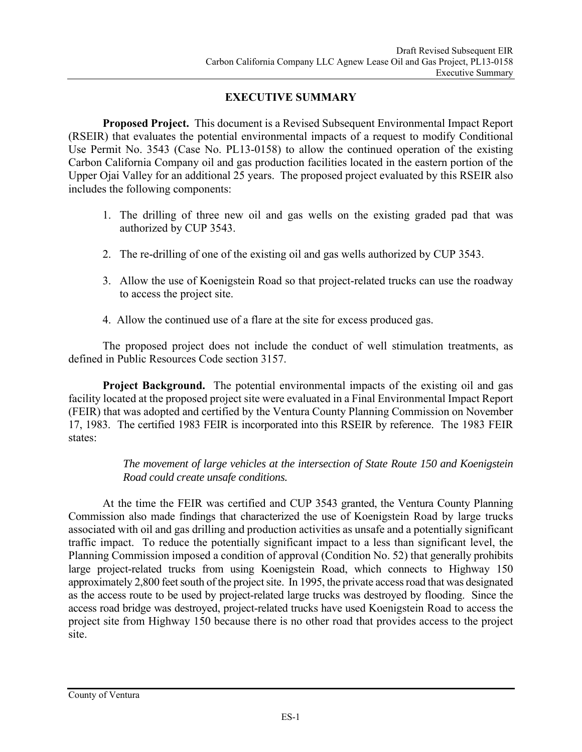# EXECUTIVE SUMMARY

**Proposed Project.** This document is a Revised Subsequent Environmental Impact Report (RSEIR) that evaluates the potential environmental impacts of a request to modify Conditional Use Permit No. 3543 (Case No. PL13-0158) to allow the continued operation of the existing Carbon California Company oil and gas production facilities located in the eastern portion of the Upper Ojai Valley for an additional 25 years. The proposed project evaluated by this RSEIR also includes the following components:

1. The drilling of three new oil and gas wells on the existing graded pad that was authorized by CUP 3543.
2. The re-drilling of one of the existing oil and gas wells authorized by CUP 3543.
3. Allow the use of Koenigstein Road so that project-related trucks can use the roadway to access the project site.
4. Allow the continued use of a flare at the site for excess produced gas.

The proposed project does not include the conduct of well stimulation treatments, as defined in Public Resources Code section 3157.

**Project Background.** The potential environmental impacts of the existing oil and gas facility located at the proposed project site were evaluated in a Final Environmental Impact Report (FEIR) that was adopted and certified by the Ventura County Planning Commission on November 17, 1983. The certified 1983 FEIR is incorporated into this RSEIR by reference. The 1983 FEIR states:

> *The movement of large vehicles at the intersection of State Route 150 and Koenigstein Road could create unsafe conditions.*

At the time the FEIR was certified and CUP 3543 granted, the Ventura County Planning Commission also made findings that characterized the use of Koenigstein Road by large trucks associated with oil and gas drilling and production activities as unsafe and a potentially significant traffic impact. To reduce the potentially significant impact to a less than significant level, the Planning Commission imposed a condition of approval (Condition No. 52) that generally prohibits large project-related trucks from using Koenigstein Road, which connects to Highway 150 approximately 2,800 feet south of the project site. In 1995, the private access road that was designated as the access route to be used by project-related large trucks was destroyed by flooding. Since the access road bridge was destroyed, project-related trucks have used Koenigstein Road to access the project site from Highway 150 because there is no other road that provides access to the project site.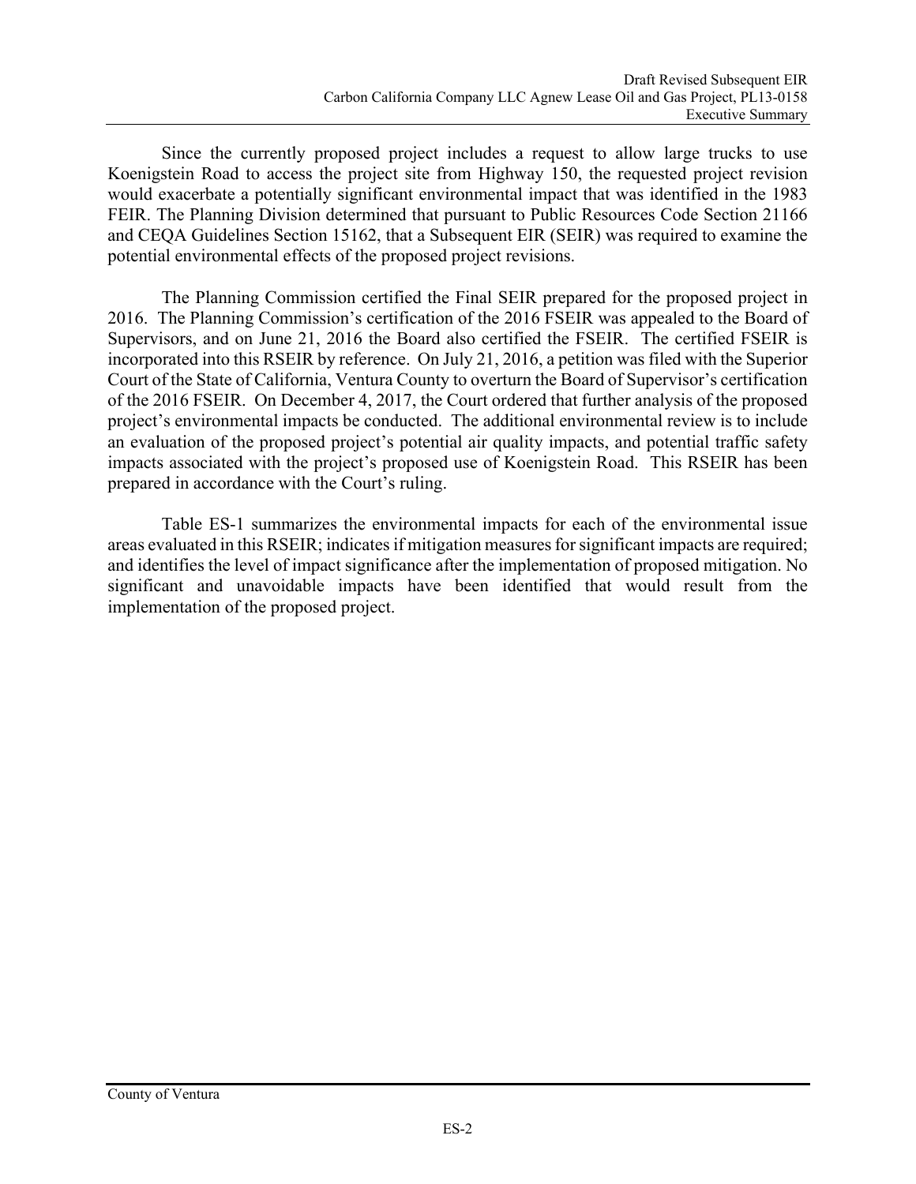Since the currently proposed project includes a request to allow large trucks to use Koenigstein Road to access the project site from Highway 150, the requested project revision would exacerbate a potentially significant environmental impact that was identified in the 1983 FEIR. The Planning Division determined that pursuant to Public Resources Code Section 21166 and CEQA Guidelines Section 15162, that a Subsequent EIR (SEIR) was required to examine the potential environmental effects of the proposed project revisions.

The Planning Commission certified the Final SEIR prepared for the proposed project in 2016. The Planning Commission's certification of the 2016 FSEIR was appealed to the Board of Supervisors, and on June 21, 2016 the Board also certified the FSEIR. The certified FSEIR is incorporated into this RSEIR by reference. On July 21, 2016, a petition was filed with the Superior Court of the State of California, Ventura County to overturn the Board of Supervisor's certification of the 2016 FSEIR. On December 4, 2017, the Court ordered that further analysis of the proposed project's environmental impacts be conducted. The additional environmental review is to include an evaluation of the proposed project's potential air quality impacts, and potential traffic safety impacts associated with the project's proposed use of Koenigstein Road. This RSEIR has been prepared in accordance with the Court's ruling.

Table ES-1 summarizes the environmental impacts for each of the environmental issue areas evaluated in this RSEIR; indicates if mitigation measures for significant impacts are required; and identifies the level of impact significance after the implementation of proposed mitigation. No significant and unavoidable impacts have been identified that would result from the implementation of the proposed project.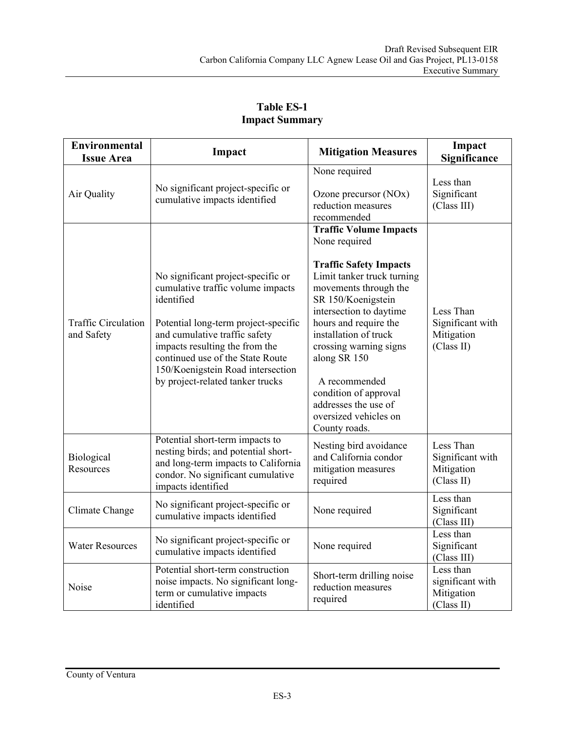**Table ES-1**
**Impact Summary**

| Environmental Issue Area | Impact | Mitigation Measures | Impact Significance |
|---|---|---|---|
| Air Quality | No significant project-specific or cumulative impacts identified | None required<br><br>Ozone precursor (NOx) reduction measures recommended | Less than Significant (Class III) |
| Traffic Circulation and Safety | No significant project-specific or cumulative traffic volume impacts identified<br><br>Potential long-term project-specific and cumulative traffic safety impacts resulting the from the continued use of the State Route 150/Koenigstein Road intersection by project-related tanker trucks | **Traffic Volume Impacts**<br>None required<br><br>**Traffic Safety Impacts**<br>Limit tanker truck turning movements through the SR 150/Koenigstein intersection to daytime hours and require the installation of truck crossing warning signs along SR 150<br><br>A recommended condition of approval addresses the use of oversized vehicles on County roads. | Less Than Significant with Mitigation (Class II) |
| Biological Resources | Potential short-term impacts to nesting birds; and potential short- and long-term impacts to California condor. No significant cumulative impacts identified | Nesting bird avoidance and California condor mitigation measures required | Less Than Significant with Mitigation (Class II) |
| Climate Change | No significant project-specific or cumulative impacts identified | None required | Less than Significant (Class III) |
| Water Resources | No significant project-specific or cumulative impacts identified | None required | Less than Significant (Class III) |
| Noise | Potential short-term construction noise impacts. No significant long-term or cumulative impacts identified | Short-term drilling noise reduction measures required | Less than significant with Mitigation (Class II) |